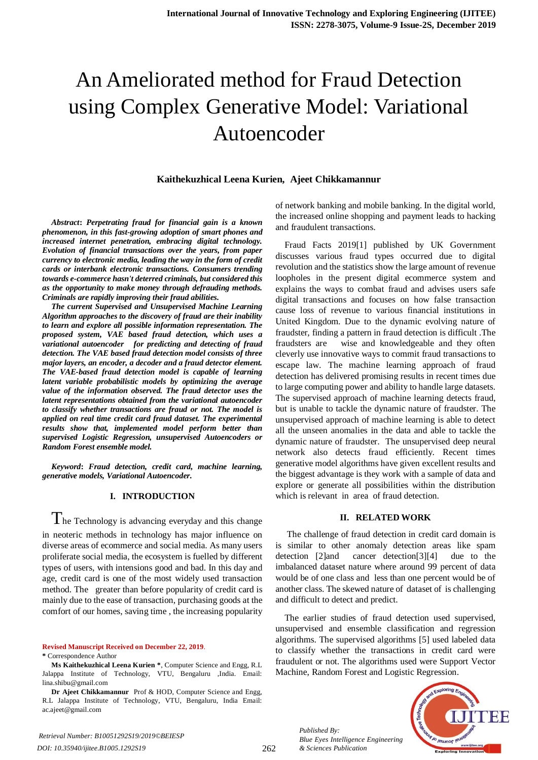# An Ameliorated method for Fraud Detection using Complex Generative Model: Variational Autoencoder

**Kaithekuzhical Leena Kurien, Ajeet Chikkamannur**

***Abstract*: *Perpetrating fraud for financial gain is a known phenomenon, in this fast-growing adoption of smart phones and increased internet penetration, embracing digital technology. Evolution of financial transactions over the years, from paper currency to electronic media, leading the way in the form of credit cards or interbank electronic transactions. Consumers trending towards e-commerce hasn't deterred criminals, but considered this as the opportunity to make money through defrauding methods. Criminals are rapidly improving their fraud abilities.***

***The current Supervised and Unsupervised Machine Learning Algorithm approaches to the discovery of fraud are their inability to learn and explore all possible information representation. The proposed system, VAE based fraud detection, which uses a variational autoencoder for predicting and detecting of fraud detection. The VAE based fraud detection model consists of three major layers, an encoder, a decoder and a fraud detector element. The VAE-based fraud detection model is capable of learning latent variable probabilistic models by optimizing the average value of the information observed. The fraud detector uses the latent representations obtained from the variational autoencoder to classify whether transactions are fraud or not. The model is applied on real time credit card fraud dataset. The experimental results show that, implemented model perform better than supervised Logistic Regression, unsupervised Autoencoders or Random Forest ensemble model.***

***Keyword*: *Fraud detection, credit card, machine learning, generative models, Variational Autoencoder.***

## I. INTRODUCTION

The Technology is advancing everyday and this change in neoteric methods in technology has major influence on diverse areas of ecommerce and social media. As many users proliferate social media, the ecosystem is fuelled by different types of users, with intensions good and bad. In this day and age, credit card is one of the most widely used transaction method. The greater than before popularity of credit card is mainly due to the ease of transaction, purchasing goods at the comfort of our homes, saving time , the increasing popularity of network banking and mobile banking. In the digital world, the increased online shopping and payment leads to hacking and fraudulent transactions.

Fraud Facts 2019[1] published by UK Government discusses various fraud types occurred due to digital revolution and the statistics show the large amount of revenue loopholes in the present digital ecommerce system and explains the ways to combat fraud and advises users safe digital transactions and focuses on how false transaction cause loss of revenue to various financial institutions in United Kingdom. Due to the dynamic evolving nature of fraudster, finding a pattern in fraud detection is difficult .The fraudsters are wise and knowledgeable and they often cleverly use innovative ways to commit fraud transactions to escape law. The machine learning approach of fraud detection has delivered promising results in recent times due to large computing power and ability to handle large datasets. The supervised approach of machine learning detects fraud, but is unable to tackle the dynamic nature of fraudster. The unsupervised approach of machine learning is able to detect all the unseen anomalies in the data and able to tackle the dynamic nature of fraudster. The unsupervised deep neural network also detects fraud efficiently. Recent times generative model algorithms have given excellent results and the biggest advantage is they work with a sample of data and explore or generate all possibilities within the distribution which is relevant in area of fraud detection.

## II. RELATED WORK

The challenge of fraud detection in credit card domain is is similar to other anomaly detection areas like spam detection [2]and cancer detection[3][4] due to the imbalanced dataset nature where around 99 percent of data would be of one class and less than one percent would be of another class. The skewed nature of dataset of is challenging and difficult to detect and predict.

The earlier studies of fraud detection used supervised, unsupervised and ensemble classification and regression algorithms. The supervised algorithms [5] used labeled data to classify whether the transactions in credit card were fraudulent or not. The algorithms used were Support Vector Machine, Random Forest and Logistic Regression.

---

**Revised Manuscript Received on December 22, 2019.**

**\*** Correspondence Author

**Ms Kaithekuzhical Leena Kurien \***, Computer Science and Engg, R.L Jalappa Institute of Technology, VTU, Bengaluru ,India. Email: lina.shibu@gmail.com

**Dr Ajeet Chikkamannur** Prof & HOD, Computer Science and Engg, R.L Jalappa Institute of Technology, VTU, Bengaluru, India Email: ac.ajeet@gmail.com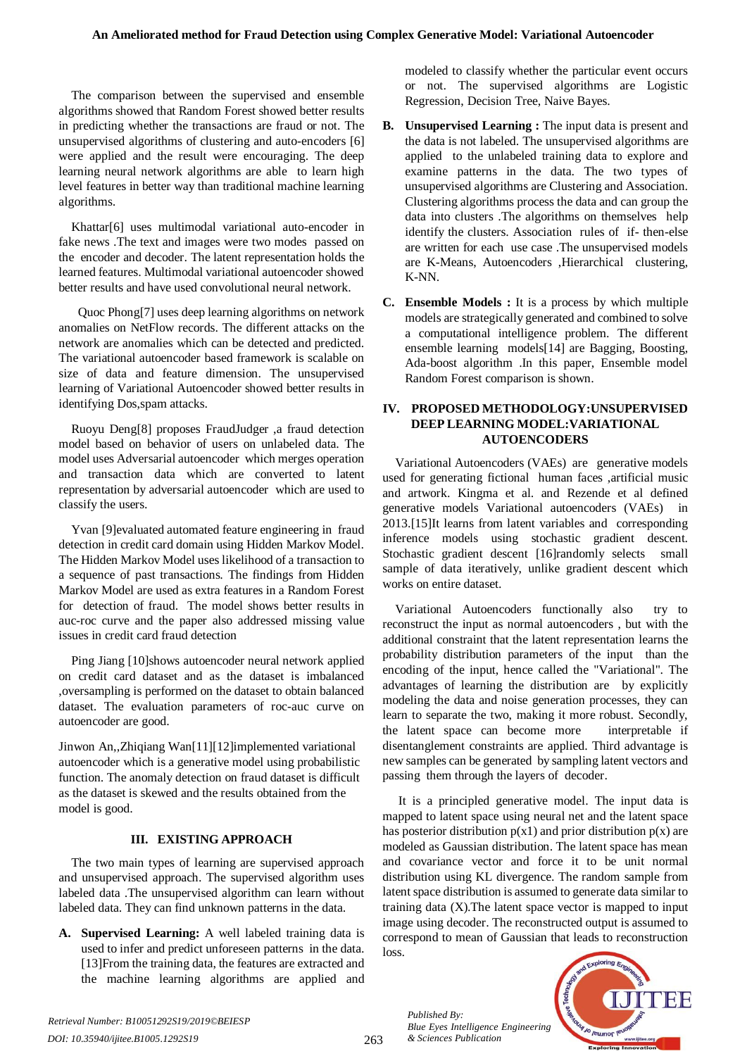The comparison between the supervised and ensemble algorithms showed that Random Forest showed better results in predicting whether the transactions are fraud or not. The unsupervised algorithms of clustering and auto-encoders [6] were applied and the result were encouraging. The deep learning neural network algorithms are able to learn high level features in better way than traditional machine learning algorithms.

Khattar[6] uses multimodal variational auto-encoder in fake news .The text and images were two modes passed on the encoder and decoder. The latent representation holds the learned features. Multimodal variational autoencoder showed better results and have used convolutional neural network.

Quoc Phong[7] uses deep learning algorithms on network anomalies on NetFlow records. The different attacks on the network are anomalies which can be detected and predicted. The variational autoencoder based framework is scalable on size of data and feature dimension. The unsupervised learning of Variational Autoencoder showed better results in identifying Dos,spam attacks.

Ruoyu Deng[8] proposes FraudJudger ,a fraud detection model based on behavior of users on unlabeled data. The model uses Adversarial autoencoder which merges operation and transaction data which are converted to latent representation by adversarial autoencoder which are used to classify the users.

Yvan [9]evaluated automated feature engineering in fraud detection in credit card domain using Hidden Markov Model. The Hidden Markov Model uses likelihood of a transaction to a sequence of past transactions. The findings from Hidden Markov Model are used as extra features in a Random Forest for detection of fraud. The model shows better results in auc-roc curve and the paper also addressed missing value issues in credit card fraud detection

Ping Jiang [10]shows autoencoder neural network applied on credit card dataset and as the dataset is imbalanced ,oversampling is performed on the dataset to obtain balanced dataset. The evaluation parameters of roc-auc curve on autoencoder are good.

Jinwon An,,Zhiqiang Wan[11][12]implemented variational autoencoder which is a generative model using probabilistic function. The anomaly detection on fraud dataset is difficult as the dataset is skewed and the results obtained from the model is good.

## III. EXISTING APPROACH

The two main types of learning are supervised approach and unsupervised approach. The supervised algorithm uses labeled data .The unsupervised algorithm can learn without labeled data. They can find unknown patterns in the data.

A. **Supervised Learning:** A well labeled training data is used to infer and predict unforeseen patterns in the data. [13]From the training data, the features are extracted and the machine learning algorithms are applied and modeled to classify whether the particular event occurs or not. The supervised algorithms are Logistic Regression, Decision Tree, Naive Bayes.

B. **Unsupervised Learning :** The input data is present and the data is not labeled. The unsupervised algorithms are applied to the unlabeled training data to explore and examine patterns in the data. The two types of unsupervised algorithms are Clustering and Association. Clustering algorithms process the data and can group the data into clusters .The algorithms on themselves help identify the clusters. Association rules of if- then-else are written for each use case .The unsupervised models are K-Means, Autoencoders ,Hierarchical clustering, K-NN.

C. **Ensemble Models :** It is a process by which multiple models are strategically generated and combined to solve a computational intelligence problem. The different ensemble learning models[14] are Bagging, Boosting, Ada-boost algorithm .In this paper, Ensemble model Random Forest comparison is shown.

## IV. PROPOSED METHODOLOGY:UNSUPERVISED DEEP LEARNING MODEL:VARIATIONAL AUTOENCODERS

Variational Autoencoders (VAEs) are generative models used for generating fictional human faces ,artificial music and artwork. Kingma et al. and Rezende et al defined generative models Variational autoencoders (VAEs) in 2013.[15]It learns from latent variables and corresponding inference models using stochastic gradient descent. Stochastic gradient descent [16]randomly selects small sample of data iteratively, unlike gradient descent which works on entire dataset.

Variational Autoencoders functionally also try to reconstruct the input as normal autoencoders , but with the additional constraint that the latent representation learns the probability distribution parameters of the input than the encoding of the input, hence called the "Variational". The advantages of learning the distribution are by explicitly modeling the data and noise generation processes, they can learn to separate the two, making it more robust. Secondly, the latent space can become more interpretable if disentanglement constraints are applied. Third advantage is new samples can be generated by sampling latent vectors and passing them through the layers of decoder.

It is a principled generative model. The input data is mapped to latent space using neural net and the latent space has posterior distribution $p(x1)$ and prior distribution $p(x)$ are modeled as Gaussian distribution. The latent space has mean and covariance vector and force it to be unit normal distribution using KL divergence. The random sample from latent space distribution is assumed to generate data similar to training data (X).The latent space vector is mapped to input image using decoder. The reconstructed output is assumed to correspond to mean of Gaussian that leads to reconstruction loss.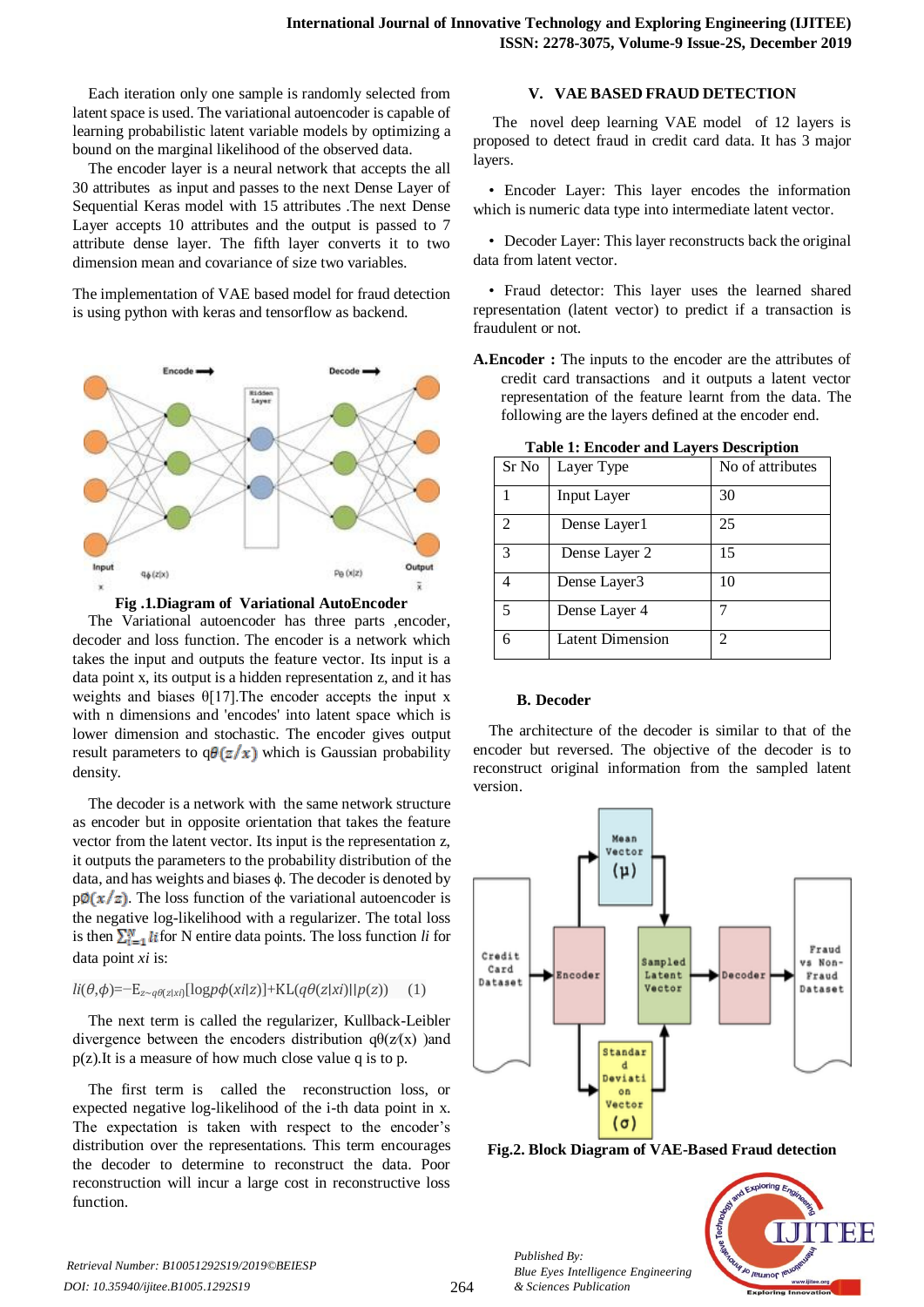Each iteration only one sample is randomly selected from latent space is used. The variational autoencoder is capable of learning probabilistic latent variable models by optimizing a bound on the marginal likelihood of the observed data.

The encoder layer is a neural network that accepts the all 30 attributes as input and passes to the next Dense Layer of Sequential Keras model with 15 attributes .The next Dense Layer accepts 10 attributes and the output is passed to 7 attribute dense layer. The fifth layer converts it to two dimension mean and covariance of size two variables.

The implementation of VAE based model for fraud detection is using python with keras and tensorflow as backend.

**Fig .1.Diagram of Variational AutoEncoder**

The Variational autoencoder has three parts ,encoder, decoder and loss function. The encoder is a network which takes the input and outputs the feature vector. Its input is a data point x, its output is a hidden representation z, and it has weights and biases θ[17].The encoder accepts the input x with n dimensions and 'encodes' into latent space which is lower dimension and stochastic. The encoder gives output result parameters to $q\theta(z/x)$ which is Gaussian probability density.

The decoder is a network with the same network structure as encoder but in opposite orientation that takes the feature vector from the latent vector. Its input is the representation z, it outputs the parameters to the probability distribution of the data, and has weights and biases ϕ. The decoder is denoted by $p\emptyset(x/z)$. The loss function of the variational autoencoder is the negative log-likelihood with a regularizer. The total loss is then $\sum_{i=1}^{N} li$ for N entire data points. The loss function $li$ for data point $xi$ is:

$$li(\theta,\phi)=-E_{z\sim q\theta(z|xi)}[\log p\phi(xi|z)]+KL(q\theta(z|xi)||p(z)) \quad (1)$$

The next term is called the regularizer, Kullback-Leibler divergence between the encoders distribution $q\theta(z/x)$ )and $p(z)$.It is a measure of how much close value q is to p.

The first term is called the reconstruction loss, or expected negative log-likelihood of the i-th data point in x. The expectation is taken with respect to the encoder's distribution over the representations. This term encourages the decoder to determine to reconstruct the data. Poor reconstruction will incur a large cost in reconstructive loss function.

## V. VAE BASED FRAUD DETECTION

The novel deep learning VAE model of 12 layers is proposed to detect fraud in credit card data. It has 3 major layers.

- Encoder Layer: This layer encodes the information which is numeric data type into intermediate latent vector.
- Decoder Layer: This layer reconstructs back the original data from latent vector.
- Fraud detector: This layer uses the learned shared representation (latent vector) to predict if a transaction is fraudulent or not.

**A.Encoder :** The inputs to the encoder are the attributes of credit card transactions and it outputs a latent vector representation of the feature learnt from the data. The following are the layers defined at the encoder end.

**Table 1: Encoder and Layers Description**

| Sr No | Layer Type | No of attributes |
|---|---|---|
| 1 | Input Layer | 30 |
| 2 | Dense Layer1 | 25 |
| 3 | Dense Layer 2 | 15 |
| 4 | Dense Layer3 | 10 |
| 5 | Dense Layer 4 | 7 |
| 6 | Latent Dimension | 2 |

**B. Decoder**

The architecture of the decoder is similar to that of the encoder but reversed. The objective of the decoder is to reconstruct original information from the sampled latent version.

**Fig.2. Block Diagram of VAE-Based Fraud detection**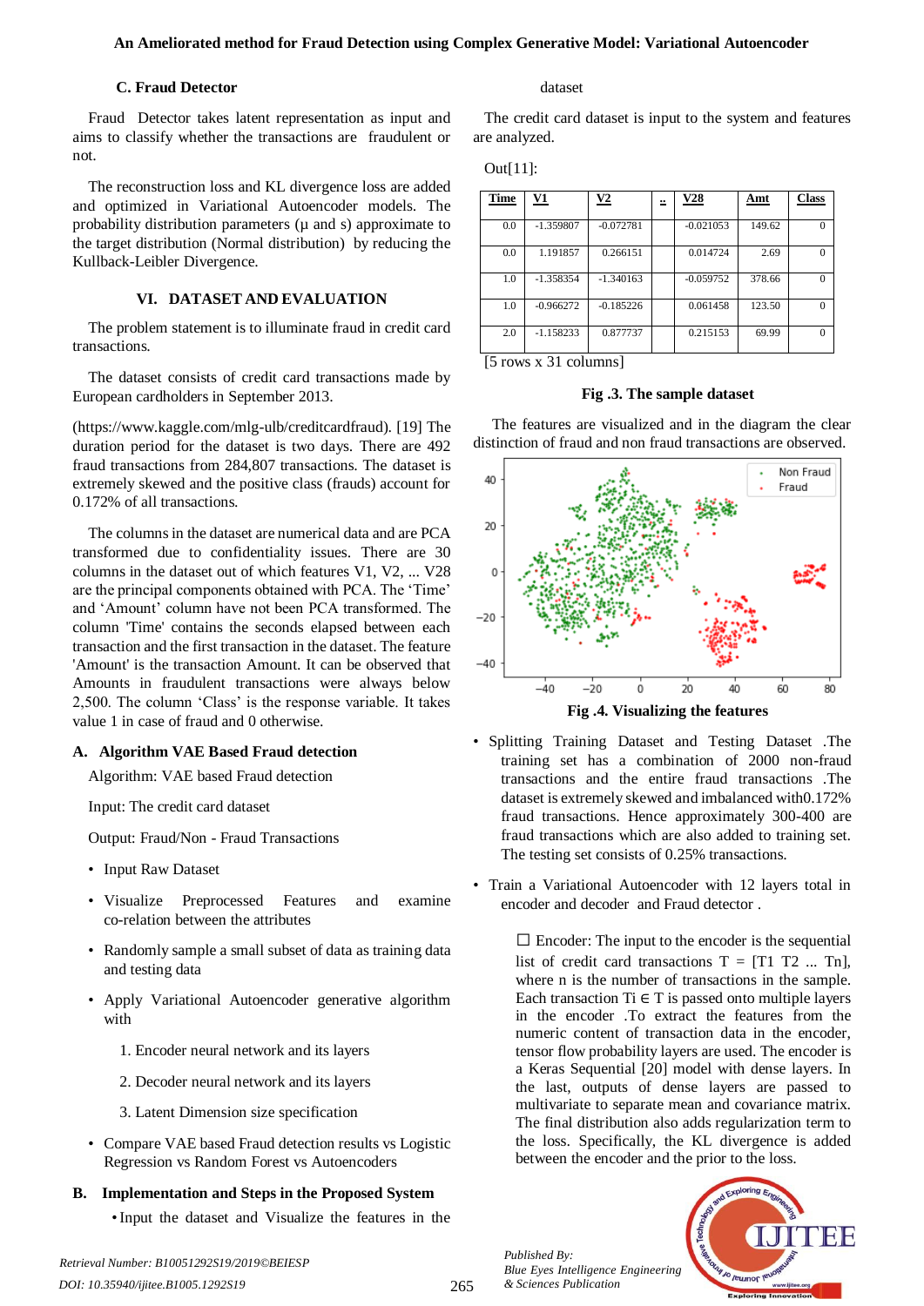### C. Fraud Detector

Fraud Detector takes latent representation as input and aims to classify whether the transactions are fraudulent or not.

The reconstruction loss and KL divergence loss are added and optimized in Variational Autoencoder models. The probability distribution parameters (μ and s) approximate to the target distribution (Normal distribution) by reducing the Kullback-Leibler Divergence.

## VI. DATASET AND EVALUATION

The problem statement is to illuminate fraud in credit card transactions.

The dataset consists of credit card transactions made by European cardholders in September 2013.

(https://www.kaggle.com/mlg-ulb/creditcardfraud). [19] The duration period for the dataset is two days. There are 492 fraud transactions from 284,807 transactions. The dataset is extremely skewed and the positive class (frauds) account for 0.172% of all transactions.

The columns in the dataset are numerical data and are PCA transformed due to confidentiality issues. There are 30 columns in the dataset out of which features V1, V2, ... V28 are the principal components obtained with PCA. The 'Time' and 'Amount' column have not been PCA transformed. The column 'Time' contains the seconds elapsed between each transaction and the first transaction in the dataset. The feature 'Amount' is the transaction Amount. It can be observed that Amounts in fraudulent transactions were always below 2,500. The column 'Class' is the response variable. It takes value 1 in case of fraud and 0 otherwise.

### A. Algorithm VAE Based Fraud detection

Algorithm: VAE based Fraud detection

Input: The credit card dataset

Output: Fraud/Non - Fraud Transactions

- Input Raw Dataset
- Visualize Preprocessed Features and examine co-relation between the attributes
- Randomly sample a small subset of data as training data and testing data
- Apply Variational Autoencoder generative algorithm with
  1. Encoder neural network and its layers
  2. Decoder neural network and its layers
  3. Latent Dimension size specification
- Compare VAE based Fraud detection results vs Logistic Regression vs Random Forest vs Autoencoders

### B. Implementation and Steps in the Proposed System

- Input the dataset and Visualize the features in the dataset

The credit card dataset is input to the system and features are analyzed.

Out[11]:

| Time | V1 | V2 | .. | V28 | Amt | Class |
|---|---|---|---|---|---|---|
| 0.0 | -1.359807 | -0.072781 | | -0.021053 | 149.62 | 0 |
| 0.0 | 1.191857 | 0.266151 | | 0.014724 | 2.69 | 0 |
| 1.0 | -1.358354 | -1.340163 | | -0.059752 | 378.66 | 0 |
| 1.0 | -0.966272 | -0.185226 | | 0.061458 | 123.50 | 0 |
| 2.0 | -1.158233 | 0.877737 | | 0.215153 | 69.99 | 0 |

[5 rows x 31 columns]

**Fig .3. The sample dataset**

The features are visualized and in the diagram the clear distinction of fraud and non fraud transactions are observed.

**Fig .4. Visualizing the features**

- Splitting Training Dataset and Testing Dataset .The training set has a combination of 2000 non-fraud transactions and the entire fraud transactions .The dataset is extremely skewed and imbalanced with0.172% fraud transactions. Hence approximately 300-400 are fraud transactions which are also added to training set. The testing set consists of 0.25% transactions.
- Train a Variational Autoencoder with 12 layers total in encoder and decoder and Fraud detector .

☐ Encoder: The input to the encoder is the sequential list of credit card transactions T = [T1 T2 ... Tn], where n is the number of transactions in the sample. Each transaction Ti ∈ T is passed onto multiple layers in the encoder .To extract the features from the numeric content of transaction data in the encoder, tensor flow probability layers are used. The encoder is a Keras Sequential [20] model with dense layers. In the last, outputs of dense layers are passed to multivariate to separate mean and covariance matrix. The final distribution also adds regularization term to the loss. Specifically, the KL divergence is added between the encoder and the prior to the loss.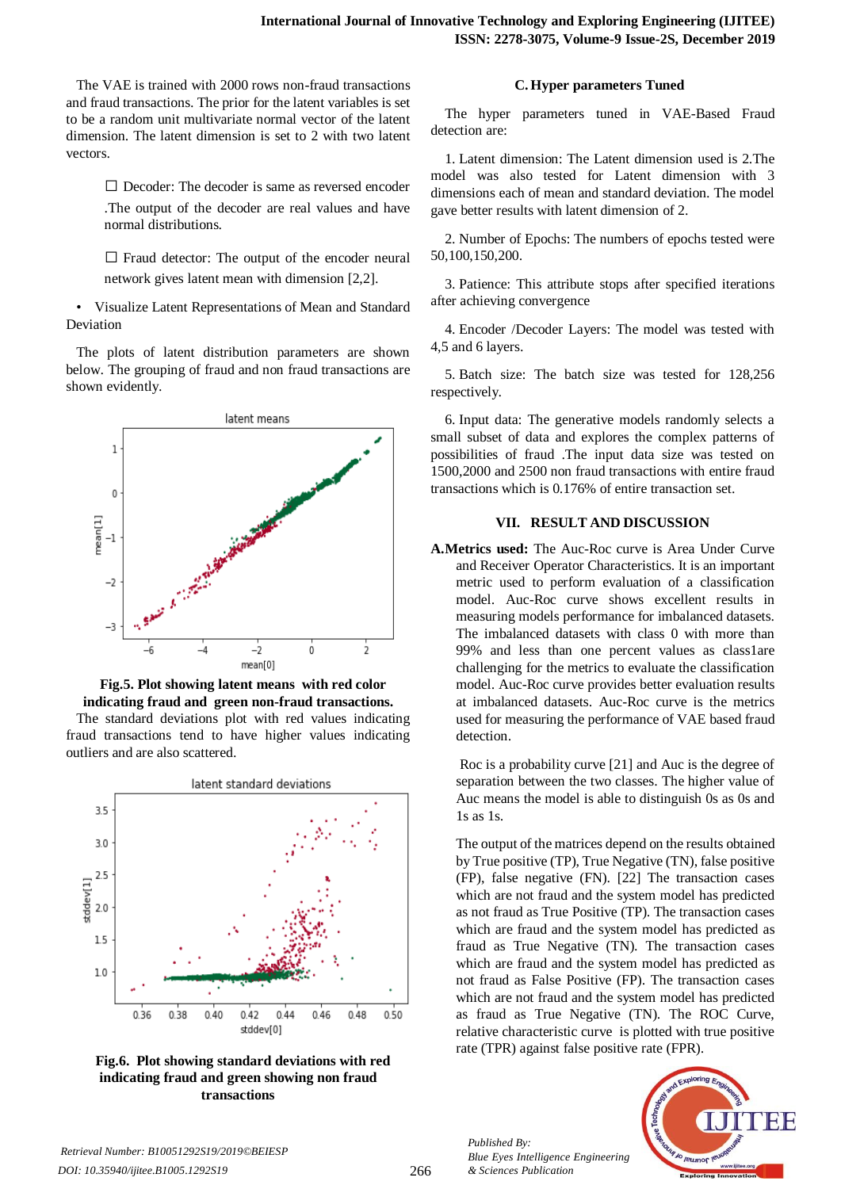The VAE is trained with 2000 rows non-fraud transactions and fraud transactions. The prior for the latent variables is set to be a random unit multivariate normal vector of the latent dimension. The latent dimension is set to 2 with two latent vectors.

- ☐ Decoder: The decoder is same as reversed encoder .The output of the decoder are real values and have normal distributions.
- ☐ Fraud detector: The output of the encoder neural network gives latent mean with dimension [2,2].

- Visualize Latent Representations of Mean and Standard Deviation

The plots of latent distribution parameters are shown below. The grouping of fraud and non fraud transactions are shown evidently.

**Fig.5. Plot showing latent means with red color indicating fraud and green non-fraud transactions.**

The standard deviations plot with red values indicating fraud transactions tend to have higher values indicating outliers and are also scattered.

**Fig.6. Plot showing standard deviations with red indicating fraud and green showing non fraud transactions**

### C. Hyper parameters Tuned

The hyper parameters tuned in VAE-Based Fraud detection are:

1. Latent dimension: The Latent dimension used is 2.The model was also tested for Latent dimension with 3 dimensions each of mean and standard deviation. The model gave better results with latent dimension of 2.

2. Number of Epochs: The numbers of epochs tested were 50,100,150,200.

3. Patience: This attribute stops after specified iterations after achieving convergence

4. Encoder /Decoder Layers: The model was tested with 4,5 and 6 layers.

5. Batch size: The batch size was tested for 128,256 respectively.

6. Input data: The generative models randomly selects a small subset of data and explores the complex patterns of possibilities of fraud .The input data size was tested on 1500,2000 and 2500 non fraud transactions with entire fraud transactions which is 0.176% of entire transaction set.

## VII. RESULT AND DISCUSSION

**A.Metrics used:** The Auc-Roc curve is Area Under Curve and Receiver Operator Characteristics. It is an important metric used to perform evaluation of a classification model. Auc-Roc curve shows excellent results in measuring models performance for imbalanced datasets. The imbalanced datasets with class 0 with more than 99% and less than one percent values as class1are challenging for the metrics to evaluate the classification model. Auc-Roc curve provides better evaluation results at imbalanced datasets. Auc-Roc curve is the metrics used for measuring the performance of VAE based fraud detection.

Roc is a probability curve [21] and Auc is the degree of separation between the two classes. The higher value of Auc means the model is able to distinguish 0s as 0s and 1s as 1s.

The output of the matrices depend on the results obtained by True positive (TP), True Negative (TN), false positive (FP), false negative (FN). [22] The transaction cases which are not fraud and the system model has predicted as not fraud as True Positive (TP). The transaction cases which are fraud and the system model has predicted as fraud as True Negative (TN). The transaction cases which are fraud and the system model has predicted as not fraud as False Positive (FP). The transaction cases which are not fraud and the system model has predicted as fraud as True Negative (TN). The ROC Curve, relative characteristic curve is plotted with true positive rate (TPR) against false positive rate (FPR).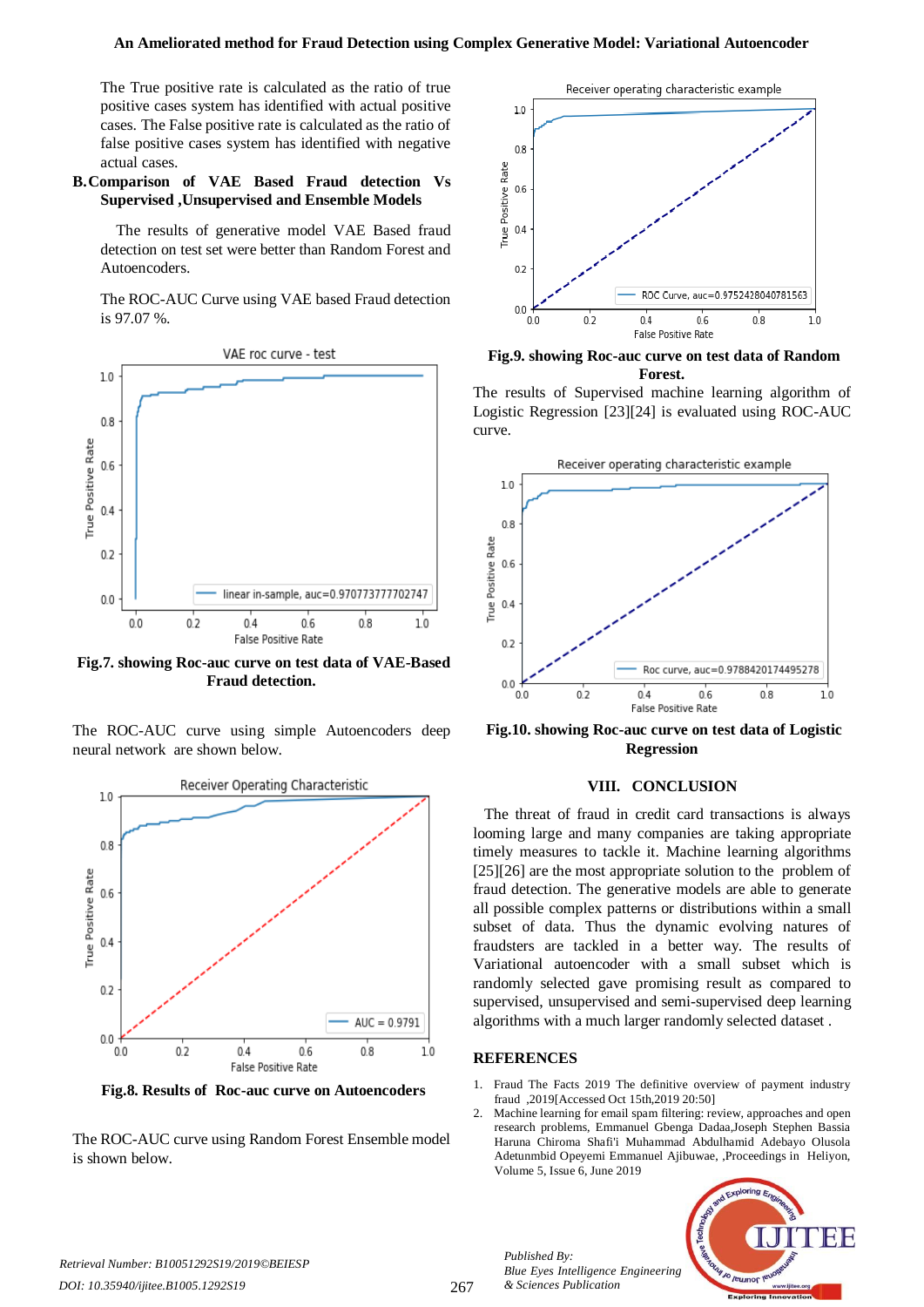The True positive rate is calculated as the ratio of true positive cases system has identified with actual positive cases. The False positive rate is calculated as the ratio of false positive cases system has identified with negative actual cases.

### B. Comparison of VAE Based Fraud detection Vs Supervised ,Unsupervised and Ensemble Models

The results of generative model VAE Based fraud detection on test set were better than Random Forest and Autoencoders.

The ROC-AUC Curve using VAE based Fraud detection is 97.07 %.

**Fig.7. showing Roc-auc curve on test data of VAE-Based Fraud detection.**

The ROC-AUC curve using simple Autoencoders deep neural network are shown below.

**Fig.8. Results of Roc-auc curve on Autoencoders**

The ROC-AUC curve using Random Forest Ensemble model is shown below.

**Fig.9. showing Roc-auc curve on test data of Random Forest.**

The results of Supervised machine learning algorithm of Logistic Regression [23][24] is evaluated using ROC-AUC curve.

**Fig.10. showing Roc-auc curve on test data of Logistic Regression**

## VIII. CONCLUSION

The threat of fraud in credit card transactions is always looming large and many companies are taking appropriate timely measures to tackle it. Machine learning algorithms [25][26] are the most appropriate solution to the problem of fraud detection. The generative models are able to generate all possible complex patterns or distributions within a small subset of data. Thus the dynamic evolving natures of fraudsters are tackled in a better way. The results of Variational autoencoder with a small subset which is randomly selected gave promising result as compared to supervised, unsupervised and semi-supervised deep learning algorithms with a much larger randomly selected dataset .

## REFERENCES

1. Fraud The Facts 2019 The definitive overview of payment industry fraud ,2019[Accessed Oct 15th,2019 20:50]
2. Machine learning for email spam filtering: review, approaches and open research problems, Emmanuel Gbenga Dada,Joseph Stephen Bassia Haruna Chiroma Shafi'i Muhammad Abdulhamid Adebayo Olusola Adetunmbid Opeyemi Emmanuel Ajibuwae, ,Proceedings in Heliyon, Volume 5, Issue 6, June 2019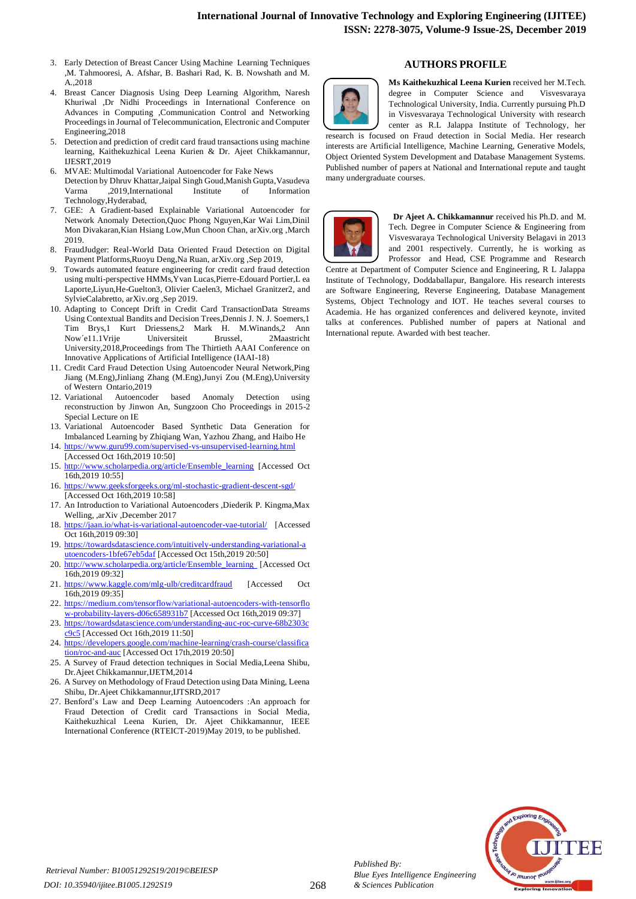3. Early Detection of Breast Cancer Using Machine Learning Techniques ,M. Tahmooresi, A. Afshar, B. Bashari Rad, K. B. Nowshath and M. A.,2018
4. Breast Cancer Diagnosis Using Deep Learning Algorithm, Naresh Khuriwal ,Dr Nidhi Proceedings in International Conference on Advances in Computing ,Communication Control and Networking Proceedings in Journal of Telecommunication, Electronic and Computer Engineering,2018
5. Detection and prediction of credit card fraud transactions using machine learning, Kaithekuzhical Leena Kurien & Dr. Ajeet Chikkamannur, IJESRT,2019
6. MVAE: Multimodal Variational Autoencoder for Fake News Detection by Dhruv Khattar,Jaipal Singh Goud,Manish Gupta,Vasudeva Varma ,2019,International Institute of Information Technology,Hyderabad,
7. GEE: A Gradient-based Explainable Variational Autoencoder for Network Anomaly Detection,Quoc Phong Nguyen,Kar Wai Lim,Dinil Mon Divakaran,Kian Hsiang Low,Mun Choon Chan, arXiv.org ,March 2019.
8. FraudJudger: Real-World Data Oriented Fraud Detection on Digital Payment Platforms,Ruoyu Deng,Na Ruan, arXiv.org ,Sep 2019,
9. Towards automated feature engineering for credit card fraud detection using multi-perspective HMMs,Yvan Lucas,Pierre-Edouard Portier,L ea Laporte,Liyun,He-Guelton3, Olivier Caelen3, Michael Granitzer2, and SylvieCalabretto, arXiv.org ,Sep 2019.
10. Adapting to Concept Drift in Credit Card TransactionData Streams Using Contextual Bandits and Decision Trees,Dennis J. N. J. Soemers,1 Tim Brys,1 Kurt Driessens,2 Mark H. M.Winands,2 Ann Now´e11.1Vrije Universiteit Brussel, 2Maastricht University,2018,Proceedings from The Thirtieth AAAI Conference on Innovative Applications of Artificial Intelligence (IAAI-18)
11. Credit Card Fraud Detection Using Autoencoder Neural Network,Ping Jiang (M.Eng),Jinliang Zhang (M.Eng),Junyi Zou (M.Eng),University of Western Ontario,2019
12. Variational Autoencoder based Anomaly Detection using reconstruction by Jinwon An, Sungzoon Cho Proceedings in 2015-2 Special Lecture on IE
13. Variational Autoencoder Based Synthetic Data Generation for Imbalanced Learning by Zhiqiang Wan, Yazhou Zhang, and Haibo He
14. https://www.guru99.com/supervised-vs-unsupervised-learning.html [Accessed Oct 16th,2019 10:50]
15. http://www.scholarpedia.org/article/Ensemble_learning [Accessed Oct 16th,2019 10:55]
16. https://www.geeksforgeeks.org/ml-stochastic-gradient-descent-sgd/ [Accessed Oct 16th,2019 10:58]
17. An Introduction to Variational Autoencoders ,Diederik P. Kingma,Max Welling, ,arXiv ,December 2017
18. https://jaan.io/what-is-variational-autoencoder-vae-tutorial/ [Accessed Oct 16th,2019 09:30]
19. https://towardsdatascience.com/intuitively-understanding-variational-autoencoders-1bfe67eb5daf [Accessed Oct 15th,2019 20:50]
20. http://www.scholarpedia.org/article/Ensemble_learning [Accessed Oct 16th,2019 09:32]
21. https://www.kaggle.com/mlg-ulb/creditcardfraud [Accessed Oct 16th,2019 09:35]
22. https://medium.com/tensorflow/variational-autoencoders-with-tensorflow-probability-layers-d06c658931b7 [Accessed Oct 16th,2019 09:37]
23. https://towardsdatascience.com/understanding-auc-roc-curve-68b2303cc9c5 [Accessed Oct 16th,2019 11:50]
24. https://developers.google.com/machine-learning/crash-course/classification/roc-and-auc [Accessed Oct 17th,2019 20:50]
25. A Survey of Fraud detection techniques in Social Media,Leena Shibu, Dr.Ajeet Chikkamannur,IJETM,2014
26. A Survey on Methodology of Fraud Detection using Data Mining, Leena Shibu, Dr.Ajeet Chikkamannur,IJTSRD,2017
27. Benford's Law and Deep Learning Autoencoders :An approach for Fraud Detection of Credit card Transactions in Social Media, Kaithekuzhical Leena Kurien, Dr. Ajeet Chikkamannur, IEEE International Conference (RTEICT-2019)May 2019, to be published.

## AUTHORS PROFILE

**Ms Kaithekuzhical Leena Kurien** received her M.Tech. degree in Computer Science and Visvesvaraya Technological University, India. Currently pursuing Ph.D in Visvesvaraya Technological University with research center as R.L Jalappa Institute of Technology, her research is focused on Fraud detection in Social Media. Her research interests are Artificial Intelligence, Machine Learning, Generative Models, Object Oriented System Development and Database Management Systems. Published number of papers at National and International repute and taught many undergraduate courses.

**Dr Ajeet A. Chikkamannur** received his Ph.D. and M. Tech. Degree in Computer Science & Engineering from Visvesvaraya Technological University Belagavi in 2013 and 2001 respectively. Currently, he is working as Professor and Head, CSE Programme and Research Centre at Department of Computer Science and Engineering, R L Jalappa Institute of Technology, Doddaballapur, Bangalore. His research interests are Software Engineering, Reverse Engineering, Database Management Systems, Object Technology and IOT. He teaches several courses to Academia. He has organized conferences and delivered keynote, invited talks at conferences. Published number of papers at National and International repute. Awarded with best teacher.